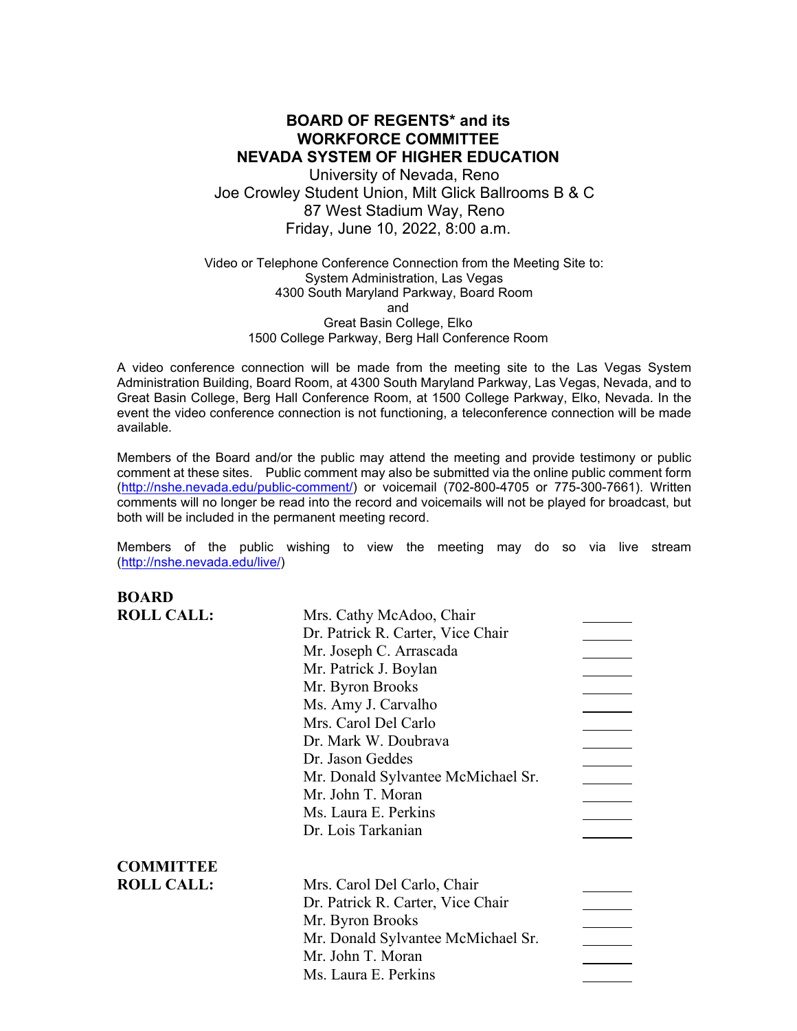# BOARD OF REGENTS* and its WORKFORCE COMMITTEE NEVADA SYSTEM OF HIGHER EDUCATION

University of Nevada, Reno
Joe Crowley Student Union, Milt Glick Ballrooms B & C
87 West Stadium Way, Reno
Friday, June 10, 2022, 8:00 a.m.

Video or Telephone Conference Connection from the Meeting Site to:
System Administration, Las Vegas
4300 South Maryland Parkway, Board Room
and
Great Basin College, Elko
1500 College Parkway, Berg Hall Conference Room

A video conference connection will be made from the meeting site to the Las Vegas System Administration Building, Board Room, at 4300 South Maryland Parkway, Las Vegas, Nevada, and to Great Basin College, Berg Hall Conference Room, at 1500 College Parkway, Elko, Nevada. In the event the video conference connection is not functioning, a teleconference connection will be made available.

Members of the Board and/or the public may attend the meeting and provide testimony or public comment at these sites. Public comment may also be submitted via the online public comment form (http://nshe.nevada.edu/public-comment/) or voicemail (702-800-4705 or 775-300-7661). Written comments will no longer be read into the record and voicemails will not be played for broadcast, but both will be included in the permanent meeting record.

Members of the public wishing to view the meeting may do so via live stream (http://nshe.nevada.edu/live/)

**BOARD ROLL CALL:**

| | |
|---|---|
| Mrs. Cathy McAdoo, Chair | _______ |
| Dr. Patrick R. Carter, Vice Chair | _______ |
| Mr. Joseph C. Arrascada | _______ |
| Mr. Patrick J. Boylan | _______ |
| Mr. Byron Brooks | _______ |
| Ms. Amy J. Carvalho | _______ |
| Mrs. Carol Del Carlo | _______ |
| Dr. Mark W. Doubrava | _______ |
| Dr. Jason Geddes | _______ |
| Mr. Donald Sylvantee McMichael Sr. | _______ |
| Mr. John T. Moran | _______ |
| Ms. Laura E. Perkins | _______ |
| Dr. Lois Tarkanian | _______ |

**COMMITTEE ROLL CALL:**

| | |
|---|---|
| Mrs. Carol Del Carlo, Chair | _______ |
| Dr. Patrick R. Carter, Vice Chair | _______ |
| Mr. Byron Brooks | _______ |
| Mr. Donald Sylvantee McMichael Sr. | _______ |
| Mr. John T. Moran | _______ |
| Ms. Laura E. Perkins | _______ |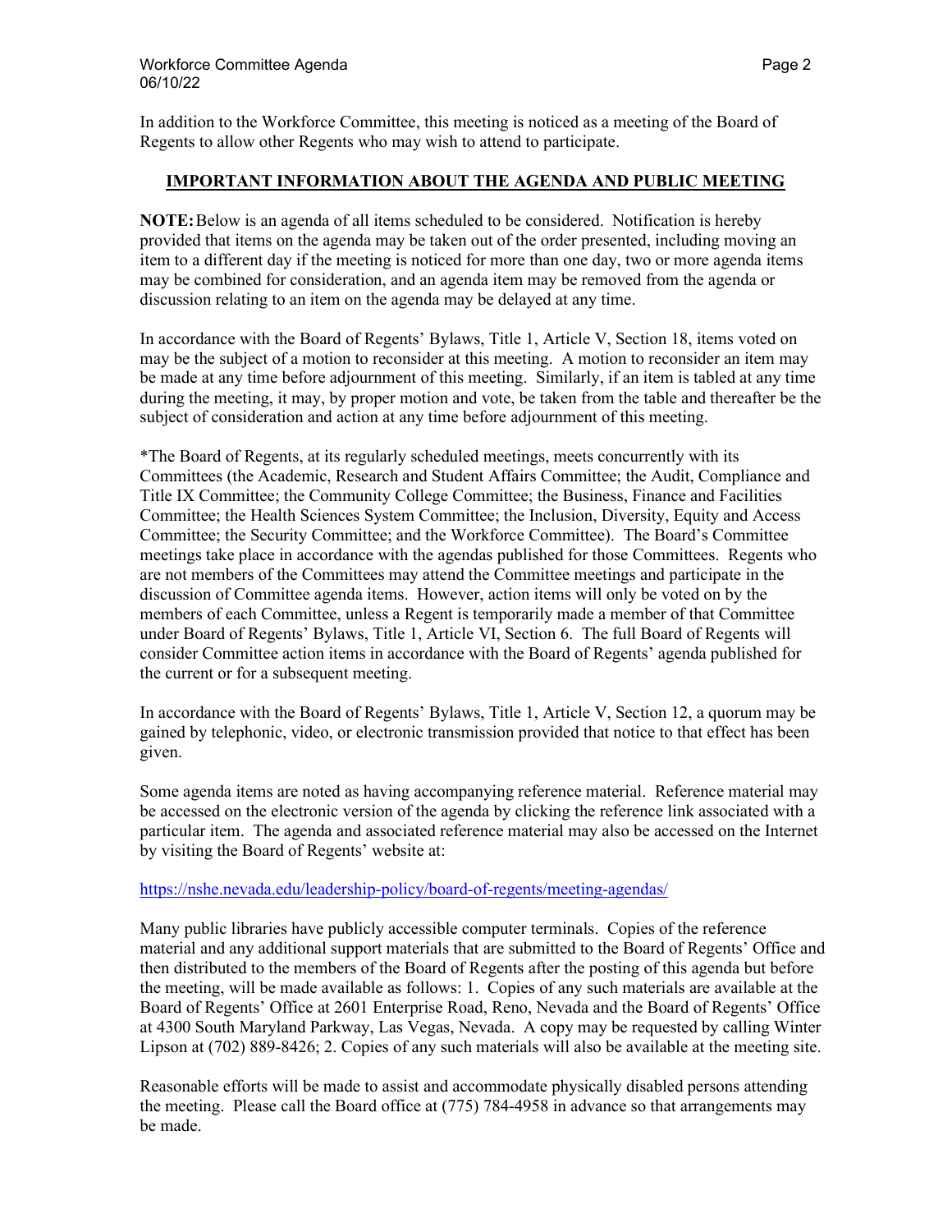In addition to the Workforce Committee, this meeting is noticed as a meeting of the Board of Regents to allow other Regents who may wish to attend to participate.

## IMPORTANT INFORMATION ABOUT THE AGENDA AND PUBLIC MEETING

**NOTE:** Below is an agenda of all items scheduled to be considered. Notification is hereby provided that items on the agenda may be taken out of the order presented, including moving an item to a different day if the meeting is noticed for more than one day, two or more agenda items may be combined for consideration, and an agenda item may be removed from the agenda or discussion relating to an item on the agenda may be delayed at any time.

In accordance with the Board of Regents' Bylaws, Title 1, Article V, Section 18, items voted on may be the subject of a motion to reconsider at this meeting. A motion to reconsider an item may be made at any time before adjournment of this meeting. Similarly, if an item is tabled at any time during the meeting, it may, by proper motion and vote, be taken from the table and thereafter be the subject of consideration and action at any time before adjournment of this meeting.

*The Board of Regents, at its regularly scheduled meetings, meets concurrently with its Committees (the Academic, Research and Student Affairs Committee; the Audit, Compliance and Title IX Committee; the Community College Committee; the Business, Finance and Facilities Committee; the Health Sciences System Committee; the Inclusion, Diversity, Equity and Access Committee; the Security Committee; and the Workforce Committee). The Board's Committee meetings take place in accordance with the agendas published for those Committees. Regents who are not members of the Committees may attend the Committee meetings and participate in the discussion of Committee agenda items. However, action items will only be voted on by the members of each Committee, unless a Regent is temporarily made a member of that Committee under Board of Regents' Bylaws, Title 1, Article VI, Section 6. The full Board of Regents will consider Committee action items in accordance with the Board of Regents' agenda published for the current or for a subsequent meeting.

In accordance with the Board of Regents' Bylaws, Title 1, Article V, Section 12, a quorum may be gained by telephonic, video, or electronic transmission provided that notice to that effect has been given.

Some agenda items are noted as having accompanying reference material. Reference material may be accessed on the electronic version of the agenda by clicking the reference link associated with a particular item. The agenda and associated reference material may also be accessed on the Internet by visiting the Board of Regents' website at:

https://nshe.nevada.edu/leadership-policy/board-of-regents/meeting-agendas/

Many public libraries have publicly accessible computer terminals. Copies of the reference material and any additional support materials that are submitted to the Board of Regents' Office and then distributed to the members of the Board of Regents after the posting of this agenda but before the meeting, will be made available as follows: 1. Copies of any such materials are available at the Board of Regents' Office at 2601 Enterprise Road, Reno, Nevada and the Board of Regents' Office at 4300 South Maryland Parkway, Las Vegas, Nevada. A copy may be requested by calling Winter Lipson at (702) 889-8426; 2. Copies of any such materials will also be available at the meeting site.

Reasonable efforts will be made to assist and accommodate physically disabled persons attending the meeting. Please call the Board office at (775) 784-4958 in advance so that arrangements may be made.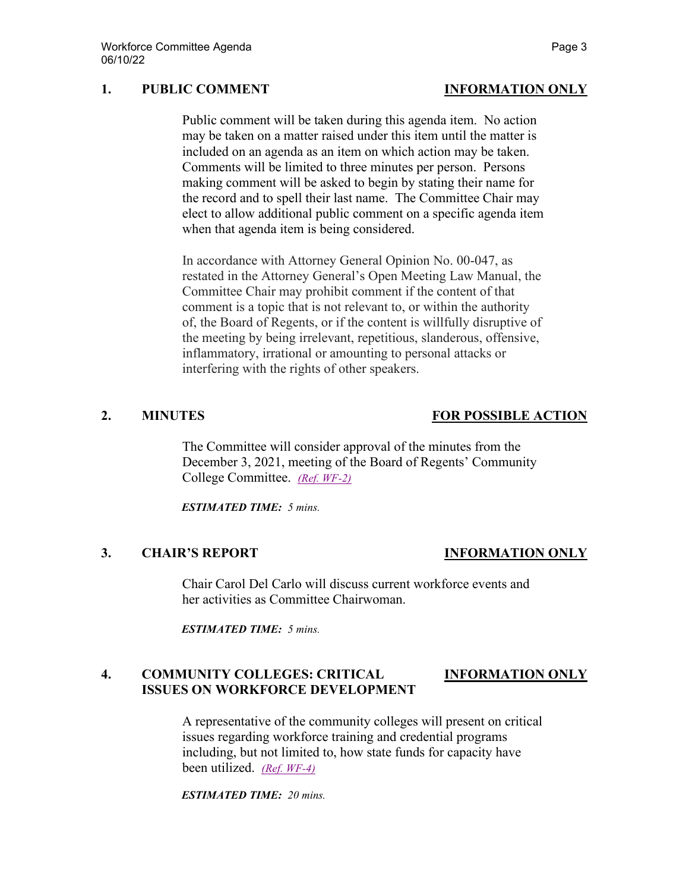## 1. PUBLIC COMMENT — INFORMATION ONLY

Public comment will be taken during this agenda item. No action may be taken on a matter raised under this item until the matter is included on an agenda as an item on which action may be taken. Comments will be limited to three minutes per person. Persons making comment will be asked to begin by stating their name for the record and to spell their last name. The Committee Chair may elect to allow additional public comment on a specific agenda item when that agenda item is being considered.

In accordance with Attorney General Opinion No. 00-047, as restated in the Attorney General's Open Meeting Law Manual, the Committee Chair may prohibit comment if the content of that comment is a topic that is not relevant to, or within the authority of, the Board of Regents, or if the content is willfully disruptive of the meeting by being irrelevant, repetitious, slanderous, offensive, inflammatory, irrational or amounting to personal attacks or interfering with the rights of other speakers.

## 2. MINUTES — FOR POSSIBLE ACTION

The Committee will consider approval of the minutes from the December 3, 2021, meeting of the Board of Regents' Community College Committee. *(Ref. WF-2)*

***ESTIMATED TIME:*** *5 mins.*

## 3. CHAIR'S REPORT — INFORMATION ONLY

Chair Carol Del Carlo will discuss current workforce events and her activities as Committee Chairwoman.

***ESTIMATED TIME:*** *5 mins.*

## 4. COMMUNITY COLLEGES: CRITICAL ISSUES ON WORKFORCE DEVELOPMENT — INFORMATION ONLY

A representative of the community colleges will present on critical issues regarding workforce training and credential programs including, but not limited to, how state funds for capacity have been utilized. *(Ref. WF-4)*

***ESTIMATED TIME:*** *20 mins.*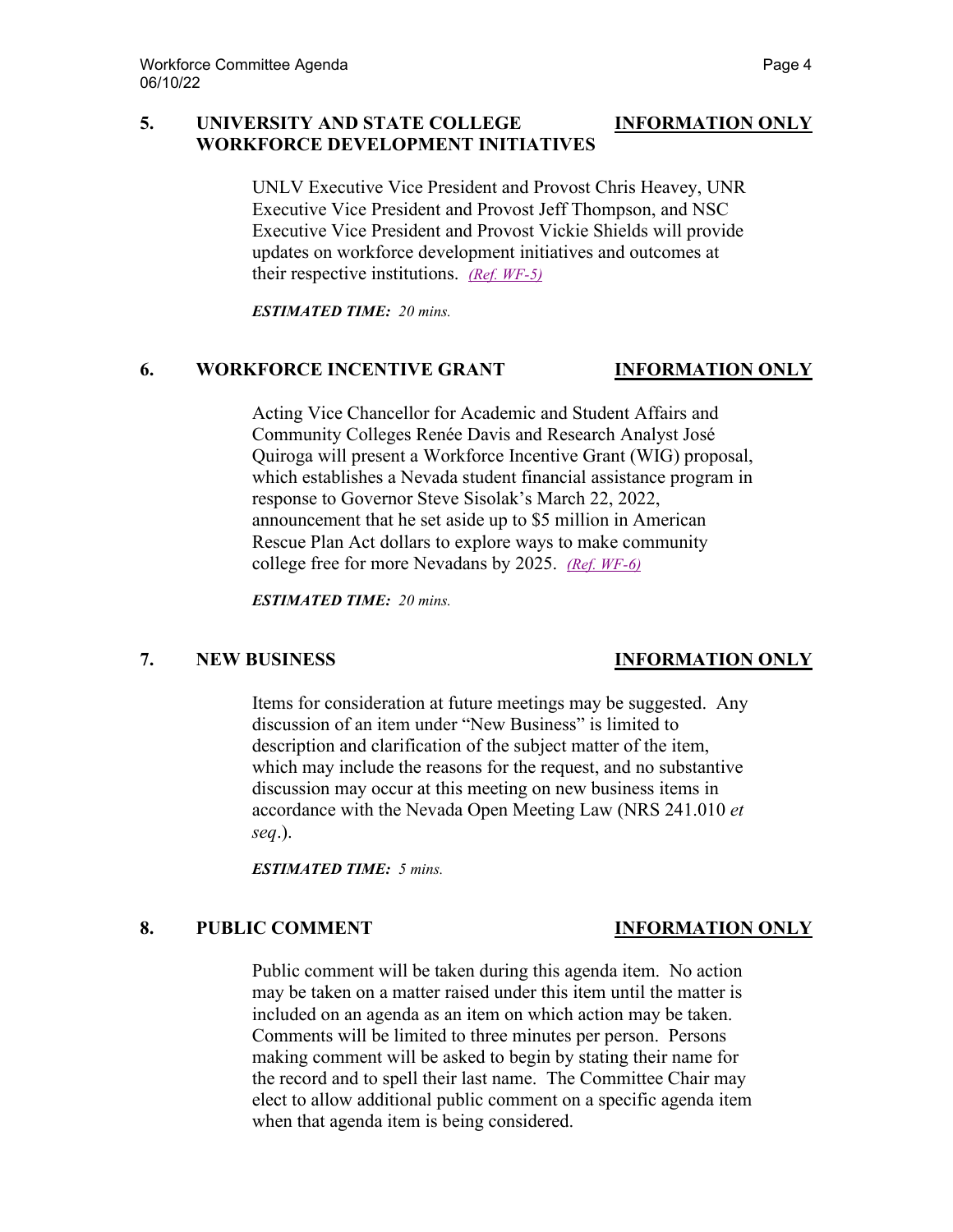## 5. UNIVERSITY AND STATE COLLEGE WORKFORCE DEVELOPMENT INITIATIVES — INFORMATION ONLY

UNLV Executive Vice President and Provost Chris Heavey, UNR Executive Vice President and Provost Jeff Thompson, and NSC Executive Vice President and Provost Vickie Shields will provide updates on workforce development initiatives and outcomes at their respective institutions. *(Ref. WF-5)*

***ESTIMATED TIME:*** *20 mins.*

## 6. WORKFORCE INCENTIVE GRANT — INFORMATION ONLY

Acting Vice Chancellor for Academic and Student Affairs and Community Colleges Renée Davis and Research Analyst José Quiroga will present a Workforce Incentive Grant (WIG) proposal, which establishes a Nevada student financial assistance program in response to Governor Steve Sisolak's March 22, 2022, announcement that he set aside up to $5 million in American Rescue Plan Act dollars to explore ways to make community college free for more Nevadans by 2025. *(Ref. WF-6)*

***ESTIMATED TIME:*** *20 mins.*

## 7. NEW BUSINESS — INFORMATION ONLY

Items for consideration at future meetings may be suggested. Any discussion of an item under "New Business" is limited to description and clarification of the subject matter of the item, which may include the reasons for the request, and no substantive discussion may occur at this meeting on new business items in accordance with the Nevada Open Meeting Law (NRS 241.010 *et seq*.).

***ESTIMATED TIME:*** *5 mins.*

## 8. PUBLIC COMMENT — INFORMATION ONLY

Public comment will be taken during this agenda item. No action may be taken on a matter raised under this item until the matter is included on an agenda as an item on which action may be taken. Comments will be limited to three minutes per person. Persons making comment will be asked to begin by stating their name for the record and to spell their last name. The Committee Chair may elect to allow additional public comment on a specific agenda item when that agenda item is being considered.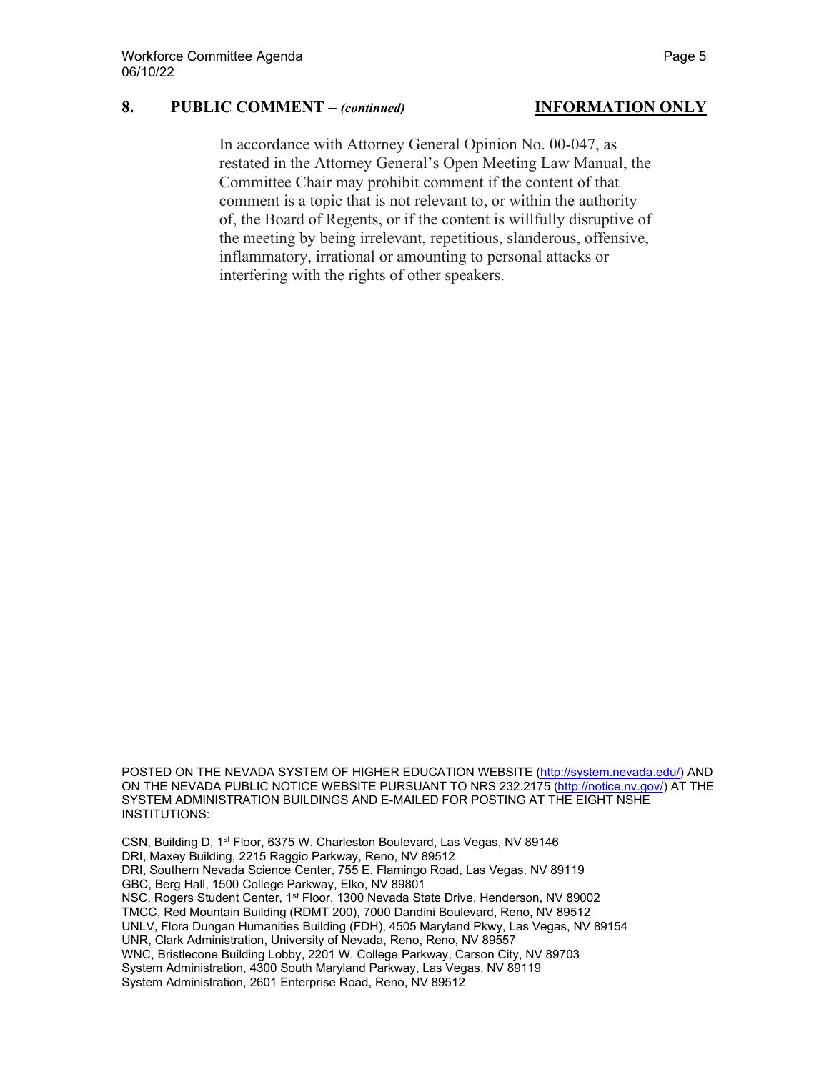## 8. PUBLIC COMMENT – *(continued)* **INFORMATION ONLY**

In accordance with Attorney General Opinion No. 00-047, as restated in the Attorney General's Open Meeting Law Manual, the Committee Chair may prohibit comment if the content of that comment is a topic that is not relevant to, or within the authority of, the Board of Regents, or if the content is willfully disruptive of the meeting by being irrelevant, repetitious, slanderous, offensive, inflammatory, irrational or amounting to personal attacks or interfering with the rights of other speakers.

POSTED ON THE NEVADA SYSTEM OF HIGHER EDUCATION WEBSITE (http://system.nevada.edu/) AND ON THE NEVADA PUBLIC NOTICE WEBSITE PURSUANT TO NRS 232.2175 (http://notice.nv.gov/) AT THE SYSTEM ADMINISTRATION BUILDINGS AND E-MAILED FOR POSTING AT THE EIGHT NSHE INSTITUTIONS:

CSN, Building D, 1st Floor, 6375 W. Charleston Boulevard, Las Vegas, NV 89146
DRI, Maxey Building, 2215 Raggio Parkway, Reno, NV 89512
DRI, Southern Nevada Science Center, 755 E. Flamingo Road, Las Vegas, NV 89119
GBC, Berg Hall, 1500 College Parkway, Elko, NV 89801
NSC, Rogers Student Center, 1st Floor, 1300 Nevada State Drive, Henderson, NV 89002
TMCC, Red Mountain Building (RDMT 200), 7000 Dandini Boulevard, Reno, NV 89512
UNLV, Flora Dungan Humanities Building (FDH), 4505 Maryland Pkwy, Las Vegas, NV 89154
UNR, Clark Administration, University of Nevada, Reno, Reno, NV 89557
WNC, Bristlecone Building Lobby, 2201 W. College Parkway, Carson City, NV 89703
System Administration, 4300 South Maryland Parkway, Las Vegas, NV 89119
System Administration, 2601 Enterprise Road, Reno, NV 89512